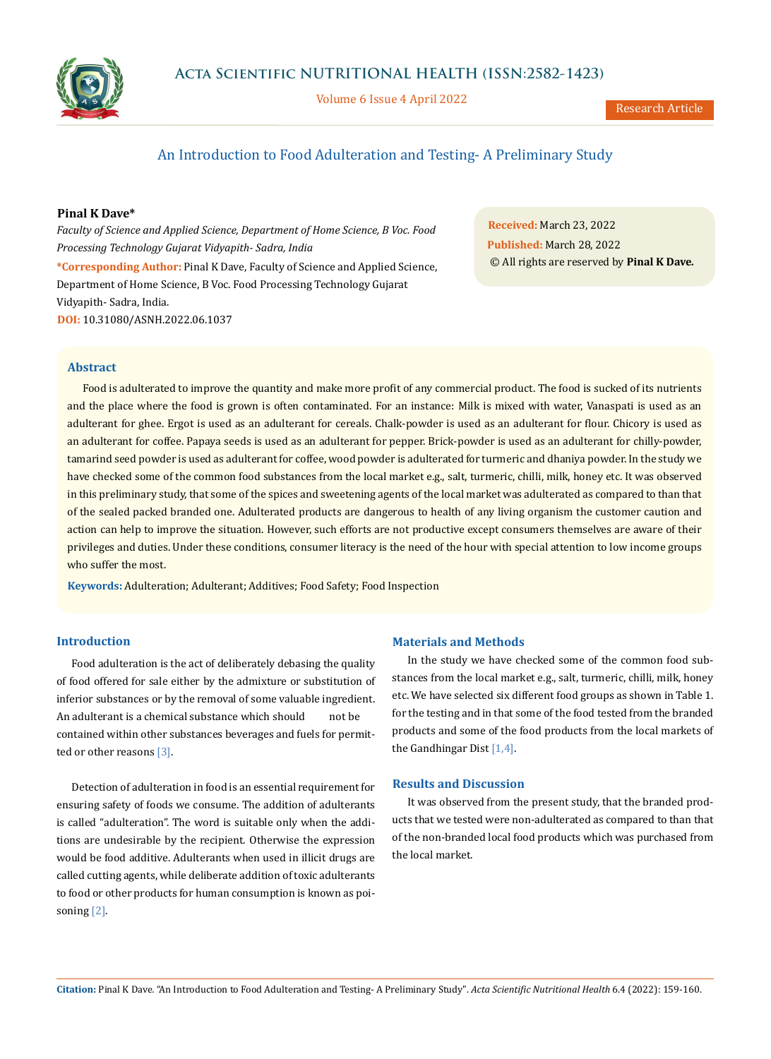# An Introduction to Food Adulteration and Testing- A Preliminary Study

**Pinal K Dave***

*Faculty of Science and Applied Science, Department of Home Science, B Voc. Food Processing Technology Gujarat Vidyapith- Sadra, India*

***Corresponding Author:** Pinal K Dave, Faculty of Science and Applied Science, Department of Home Science, B Voc. Food Processing Technology Gujarat Vidyapith- Sadra, India.

**DOI:** 10.31080/ASNH.2022.06.1037

**Received:** March 23, 2022
**Published:** March 28, 2022
© All rights are reserved by **Pinal K Dave.**

## Abstract

Food is adulterated to improve the quantity and make more profit of any commercial product. The food is sucked of its nutrients and the place where the food is grown is often contaminated. For an instance: Milk is mixed with water, Vanaspati is used as an adulterant for ghee. Ergot is used as an adulterant for cereals. Chalk-powder is used as an adulterant for flour. Chicory is used as an adulterant for coffee. Papaya seeds is used as an adulterant for pepper. Brick-powder is used as an adulterant for chilly-powder, tamarind seed powder is used as adulterant for coffee, wood powder is adulterated for turmeric and dhaniya powder. In the study we have checked some of the common food substances from the local market e.g., salt, turmeric, chilli, milk, honey etc. It was observed in this preliminary study, that some of the spices and sweetening agents of the local market was adulterated as compared to than that of the sealed packed branded one. Adulterated products are dangerous to health of any living organism the customer caution and action can help to improve the situation. However, such efforts are not productive except consumers themselves are aware of their privileges and duties. Under these conditions, consumer literacy is the need of the hour with special attention to low income groups who suffer the most.

**Keywords:** Adulteration; Adulterant; Additives; Food Safety; Food Inspection

## Introduction

Food adulteration is the act of deliberately debasing the quality of food offered for sale either by the admixture or substitution of inferior substances or by the removal of some valuable ingredient. An adulterant is a chemical substance which should not be contained within other substances beverages and fuels for permitted or other reasons [3].

Detection of adulteration in food is an essential requirement for ensuring safety of foods we consume. The addition of adulterants is called "adulteration". The word is suitable only when the additions are undesirable by the recipient. Otherwise the expression would be food additive. Adulterants when used in illicit drugs are called cutting agents, while deliberate addition of toxic adulterants to food or other products for human consumption is known as poisoning [2].

## Materials and Methods

In the study we have checked some of the common food substances from the local market e.g., salt, turmeric, chilli, milk, honey etc. We have selected six different food groups as shown in Table 1. for the testing and in that some of the food tested from the branded products and some of the food products from the local markets of the Gandhingar Dist [1,4].

## Results and Discussion

It was observed from the present study, that the branded products that we tested were non-adulterated as compared to than that of the non-branded local food products which was purchased from the local market.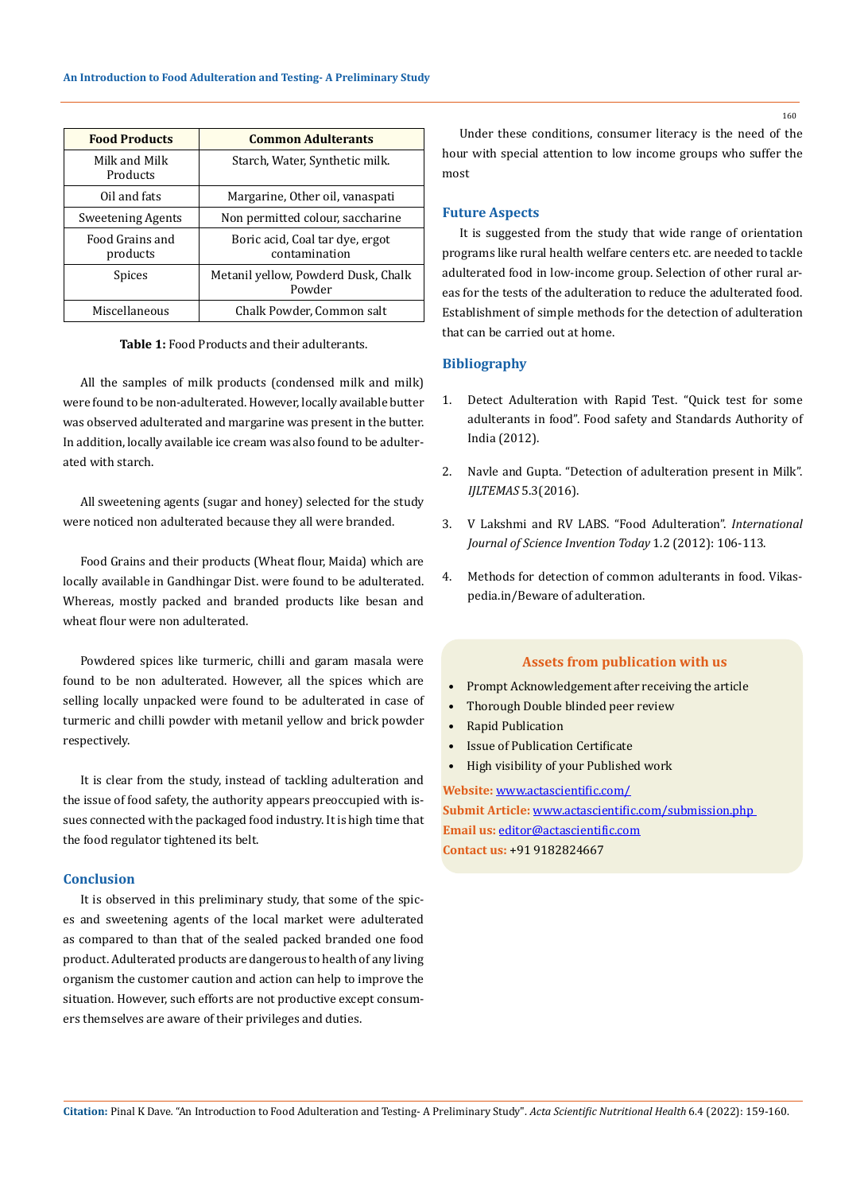| Food Products | Common Adulterants |
| --- | --- |
| Milk and Milk Products | Starch, Water, Synthetic milk. |
| Oil and fats | Margarine, Other oil, vanaspati |
| Sweetening Agents | Non permitted colour, saccharine |
| Food Grains and products | Boric acid, Coal tar dye, ergot contamination |
| Spices | Metanil yellow, Powderd Dusk, Chalk Powder |
| Miscellaneous | Chalk Powder, Common salt |

**Table 1:** Food Products and their adulterants.

All the samples of milk products (condensed milk and milk) were found to be non-adulterated. However, locally available butter was observed adulterated and margarine was present in the butter. In addition, locally available ice cream was also found to be adulterated with starch.

All sweetening agents (sugar and honey) selected for the study were noticed non adulterated because they all were branded.

Food Grains and their products (Wheat flour, Maida) which are locally available in Gandhingar Dist. were found to be adulterated. Whereas, mostly packed and branded products like besan and wheat flour were non adulterated.

Powdered spices like turmeric, chilli and garam masala were found to be non adulterated. However, all the spices which are selling locally unpacked were found to be adulterated in case of turmeric and chilli powder with metanil yellow and brick powder respectively.

It is clear from the study, instead of tackling adulteration and the issue of food safety, the authority appears preoccupied with issues connected with the packaged food industry. It is high time that the food regulator tightened its belt.

## Conclusion

It is observed in this preliminary study, that some of the spices and sweetening agents of the local market were adulterated as compared to than that of the sealed packed branded one food product. Adulterated products are dangerous to health of any living organism the customer caution and action can help to improve the situation. However, such efforts are not productive except consumers themselves are aware of their privileges and duties.

Under these conditions, consumer literacy is the need of the hour with special attention to low income groups who suffer the most

## Future Aspects

It is suggested from the study that wide range of orientation programs like rural health welfare centers etc. are needed to tackle adulterated food in low-income group. Selection of other rural areas for the tests of the adulteration to reduce the adulterated food. Establishment of simple methods for the detection of adulteration that can be carried out at home.

## Bibliography

1. Detect Adulteration with Rapid Test. "Quick test for some adulterants in food". Food safety and Standards Authority of India (2012).
2. Navle and Gupta. "Detection of adulteration present in Milk". *IJLTEMAS* 5.3(2016).
3. V Lakshmi and RV LABS. "Food Adulteration". *International Journal of Science Invention Today* 1.2 (2012): 106-113.
4. Methods for detection of common adulterants in food. Vikaspedia.in/Beware of adulteration.